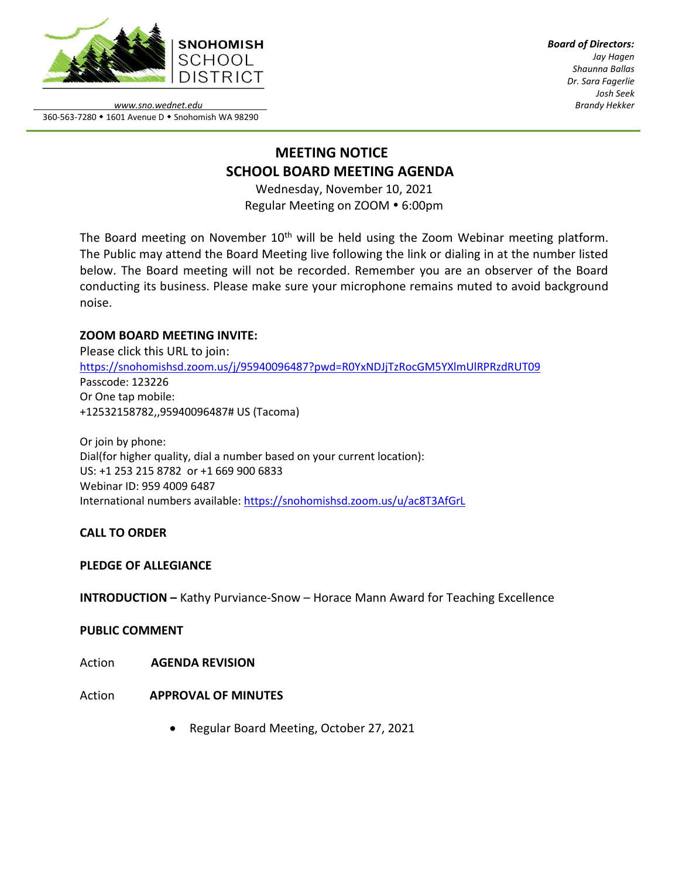**SNOHOMISH SCHOOL DISTRICT**

*www.sno.wednet.edu*

360-563-7280 • 1601 Avenue D • Snohomish WA 98290

***Board of Directors:***
*Jay Hagen*
*Shaunna Ballas*
*Dr. Sara Fagerlie*
*Josh Seek*
*Brandy Hekker*

# MEETING NOTICE
# SCHOOL BOARD MEETING AGENDA

Wednesday, November 10, 2021
Regular Meeting on ZOOM • 6:00pm

The Board meeting on November 10th will be held using the Zoom Webinar meeting platform. The Public may attend the Board Meeting live following the link or dialing in at the number listed below. The Board meeting will not be recorded. Remember you are an observer of the Board conducting its business. Please make sure your microphone remains muted to avoid background noise.

**ZOOM BOARD MEETING INVITE:**
Please click this URL to join:
https://snohomishsd.zoom.us/j/95940096487?pwd=R0YxNDJjTzRocGM5YXlmUlRPRzdRUT09
Passcode: 123226
Or One tap mobile:
+12532158782,,95940096487# US (Tacoma)

Or join by phone:
Dial(for higher quality, dial a number based on your current location):
US: +1 253 215 8782 or +1 669 900 6833
Webinar ID: 959 4009 6487
International numbers available: https://snohomishsd.zoom.us/u/ac8T3AfGrL

**CALL TO ORDER**

**PLEDGE OF ALLEGIANCE**

**INTRODUCTION –** Kathy Purviance-Snow – Horace Mann Award for Teaching Excellence

**PUBLIC COMMENT**

Action **AGENDA REVISION**

Action **APPROVAL OF MINUTES**

- Regular Board Meeting, October 27, 2021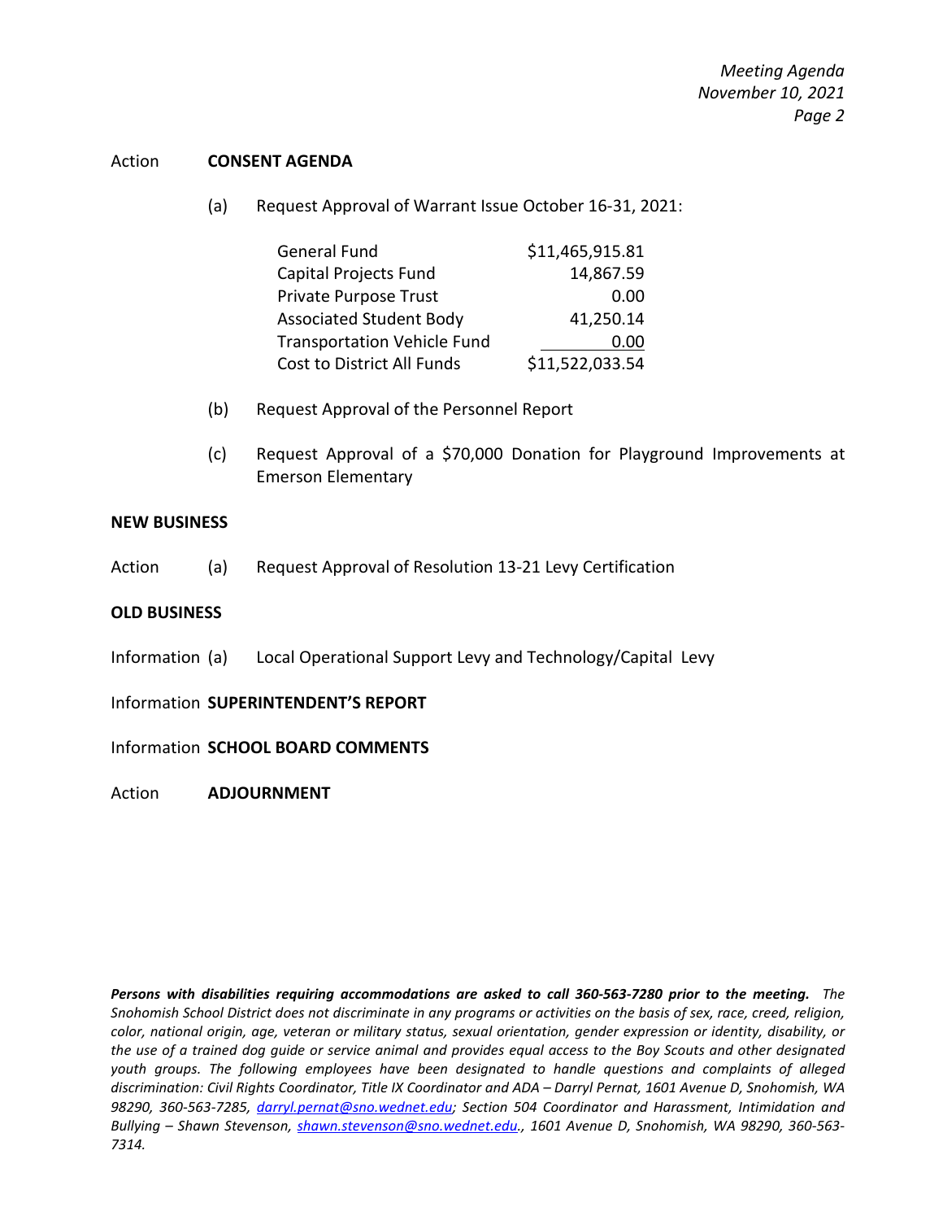Action **CONSENT AGENDA**

(a) Request Approval of Warrant Issue October 16-31, 2021:

| | |
|---|---|
| General Fund | $11,465,915.81 |
| Capital Projects Fund | 14,867.59 |
| Private Purpose Trust | 0.00 |
| Associated Student Body | 41,250.14 |
| Transportation Vehicle Fund | 0.00 |
| Cost to District All Funds | $11,522,033.54 |

(b) Request Approval of the Personnel Report

(c) Request Approval of a $70,000 Donation for Playground Improvements at Emerson Elementary

**NEW BUSINESS**

Action (a) Request Approval of Resolution 13-21 Levy Certification

**OLD BUSINESS**

Information (a) Local Operational Support Levy and Technology/Capital Levy

Information **SUPERINTENDENT'S REPORT**

Information **SCHOOL BOARD COMMENTS**

Action **ADJOURNMENT**

***Persons with disabilities requiring accommodations are asked to call 360-563-7280 prior to the meeting.*** *The Snohomish School District does not discriminate in any programs or activities on the basis of sex, race, creed, religion, color, national origin, age, veteran or military status, sexual orientation, gender expression or identity, disability, or the use of a trained dog guide or service animal and provides equal access to the Boy Scouts and other designated youth groups. The following employees have been designated to handle questions and complaints of alleged discrimination: Civil Rights Coordinator, Title IX Coordinator and ADA – Darryl Pernat, 1601 Avenue D, Snohomish, WA 98290, 360-563-7285, darryl.pernat@sno.wednet.edu; Section 504 Coordinator and Harassment, Intimidation and Bullying – Shawn Stevenson, shawn.stevenson@sno.wednet.edu., 1601 Avenue D, Snohomish, WA 98290, 360-563-7314.*